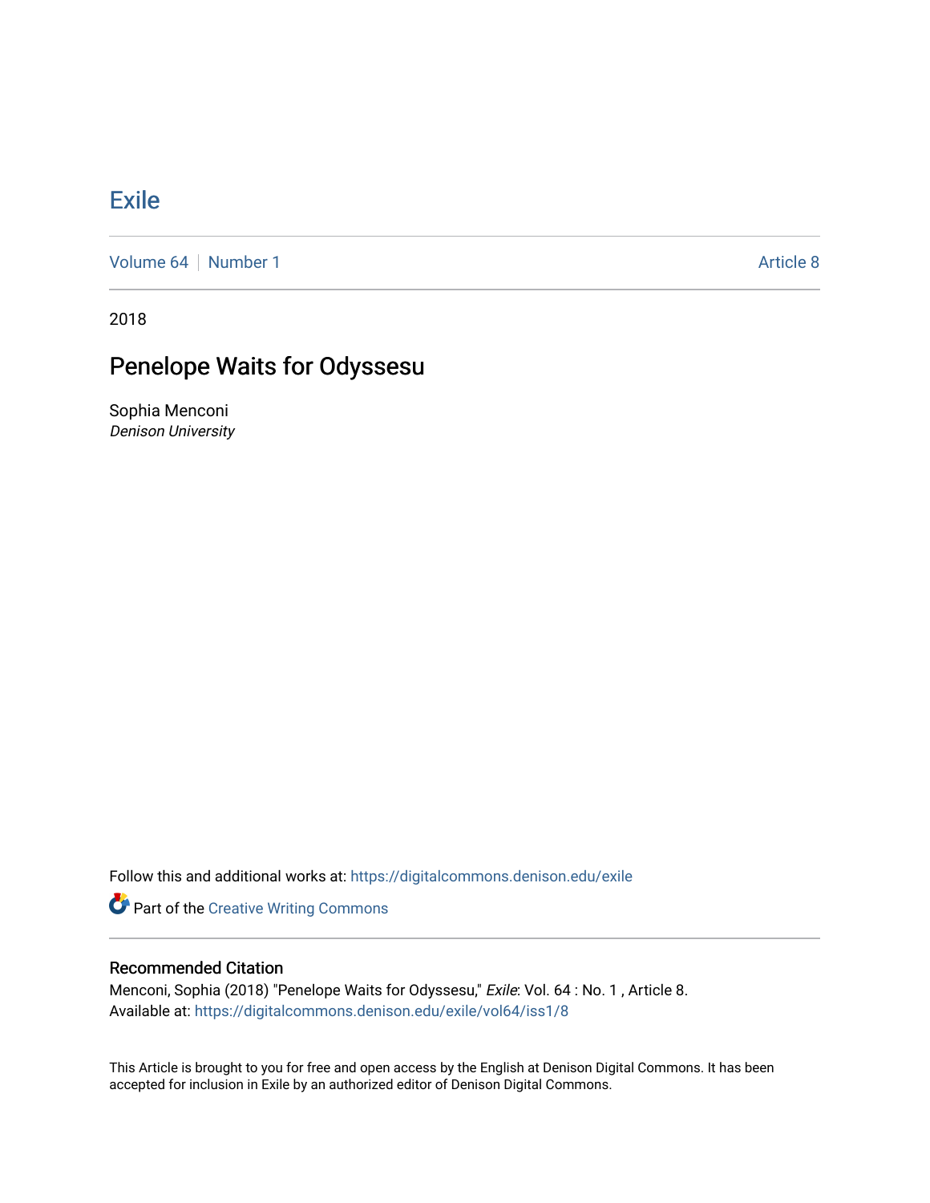# Exile

Volume 64 | Number 1 Article 8

2018

## Penelope Waits for Odyssesu

Sophia Menconi
*Denison University*

Follow this and additional works at: https://digitalcommons.denison.edu/exile

Part of the Creative Writing Commons

### Recommended Citation

Menconi, Sophia (2018) "Penelope Waits for Odyssesu," *Exile*: Vol. 64 : No. 1 , Article 8.
Available at: https://digitalcommons.denison.edu/exile/vol64/iss1/8

This Article is brought to you for free and open access by the English at Denison Digital Commons. It has been accepted for inclusion in Exile by an authorized editor of Denison Digital Commons.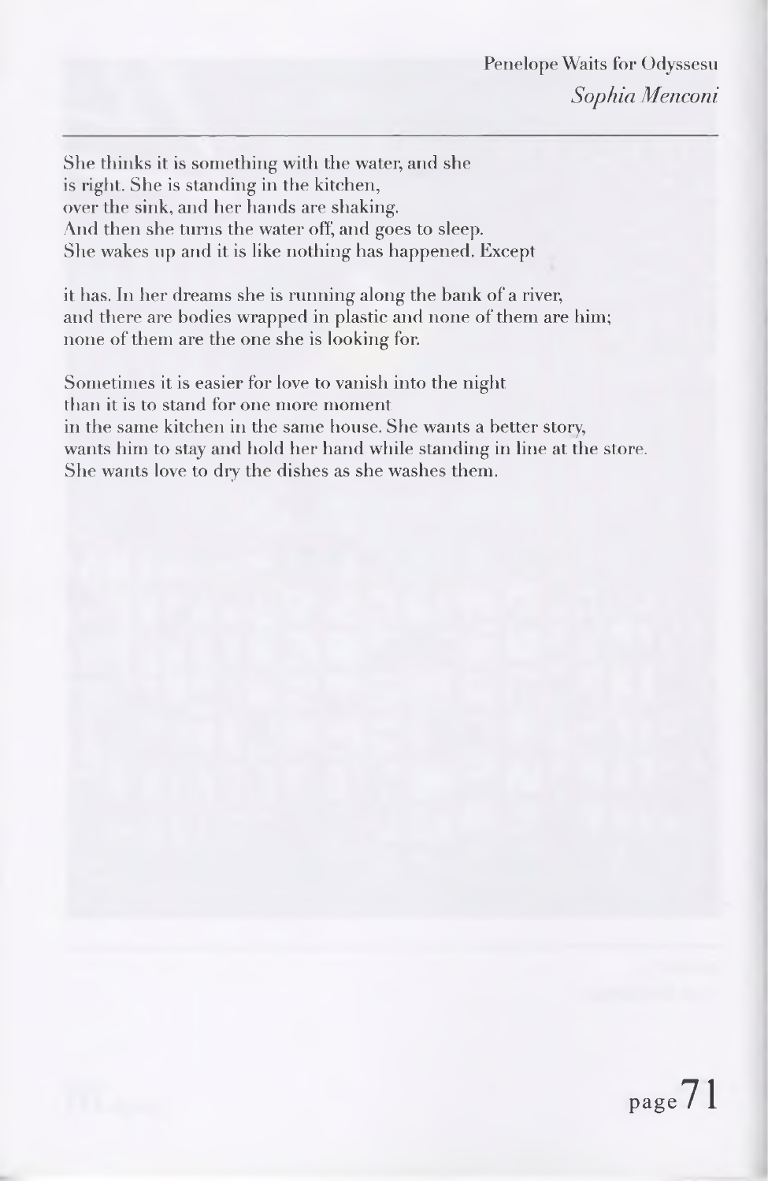## Penelope Waits for Odyssesu

*Sophia Menconi*

---

She thinks it is something with the water, and she
is right. She is standing in the kitchen,
over the sink, and her hands are shaking.
And then she turns the water off, and goes to sleep.
She wakes up and it is like nothing has happened. Except

it has. In her dreams she is running along the bank of a river,
and there are bodies wrapped in plastic and none of them are him;
none of them are the one she is looking for.

Sometimes it is easier for love to vanish into the night
than it is to stand for one more moment
in the same kitchen in the same house. She wants a better story,
wants him to stay and hold her hand while standing in line at the store.
She wants love to dry the dishes as she washes them.